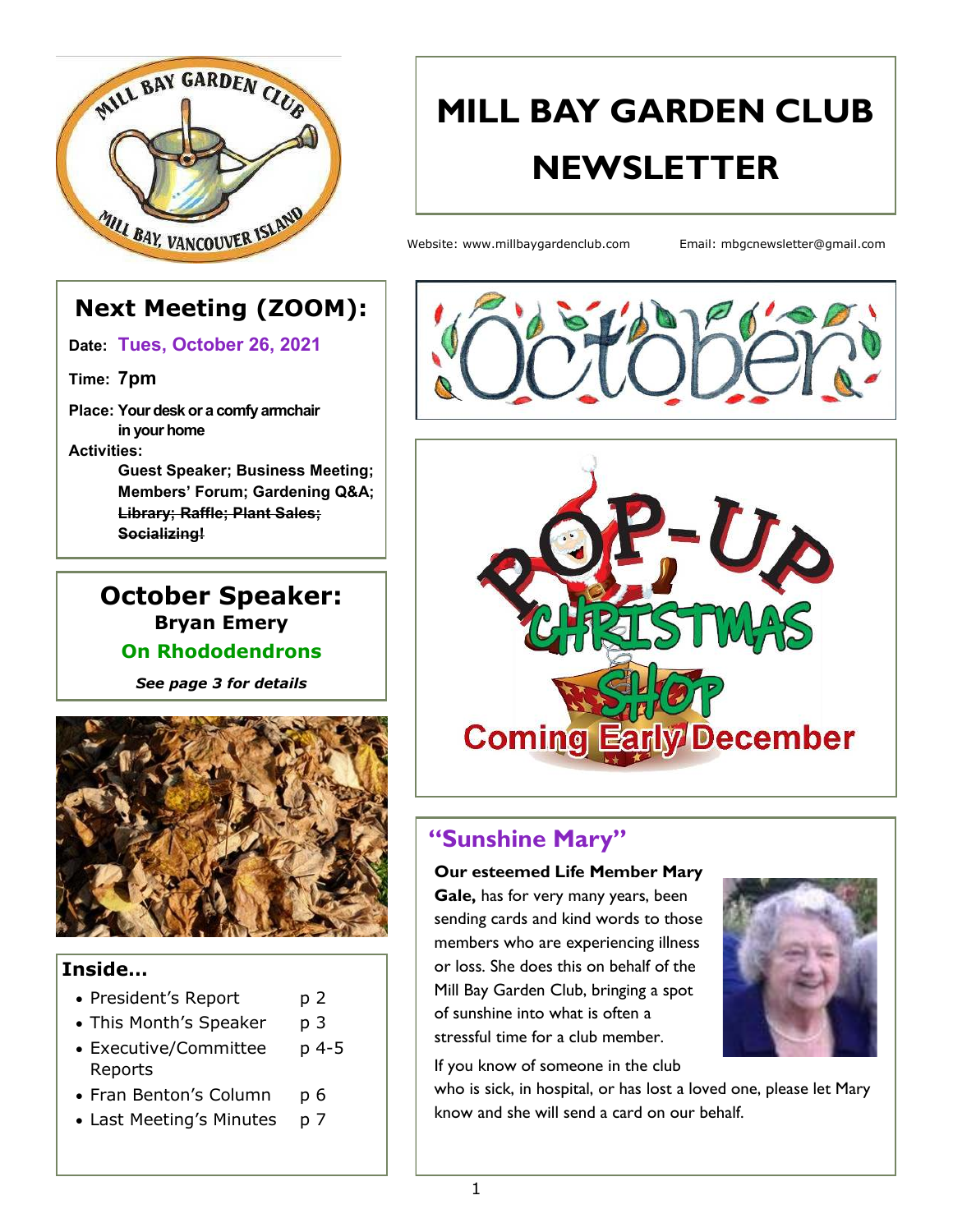# MILL BAY GARDEN CLUB NEWSLETTER

Website: www.millbaygardenclub.com     Email: mbgcnewsletter@gmail.com

## Next Meeting (ZOOM):

**Date:** Tues, October 26, 2021

**Time:** 7pm

**Place:** Your desk or a comfy armchair in your home

**Activities:**

Guest Speaker; Business Meeting; Members' Forum; Gardening Q&A; ~~Library; Raffle; Plant Sales; Socializing!~~

## October Speaker:

**Bryan Emery**

**On Rhododendrons**

*See page 3 for details*

## Inside...

- President's Report p 2
- This Month's Speaker p 3
- Executive/Committee Reports p 4-5
- Fran Benton's Column p 6
- Last Meeting's Minutes p 7

October

POP-UP CHRISTMAS SHOP

Coming Early December

## "Sunshine Mary"

**Our esteemed Life Member Mary Gale,** has for very many years, been sending cards and kind words to those members who are experiencing illness or loss. She does this on behalf of the Mill Bay Garden Club, bringing a spot of sunshine into what is often a stressful time for a club member.

If you know of someone in the club who is sick, in hospital, or has lost a loved one, please let Mary know and she will send a card on our behalf.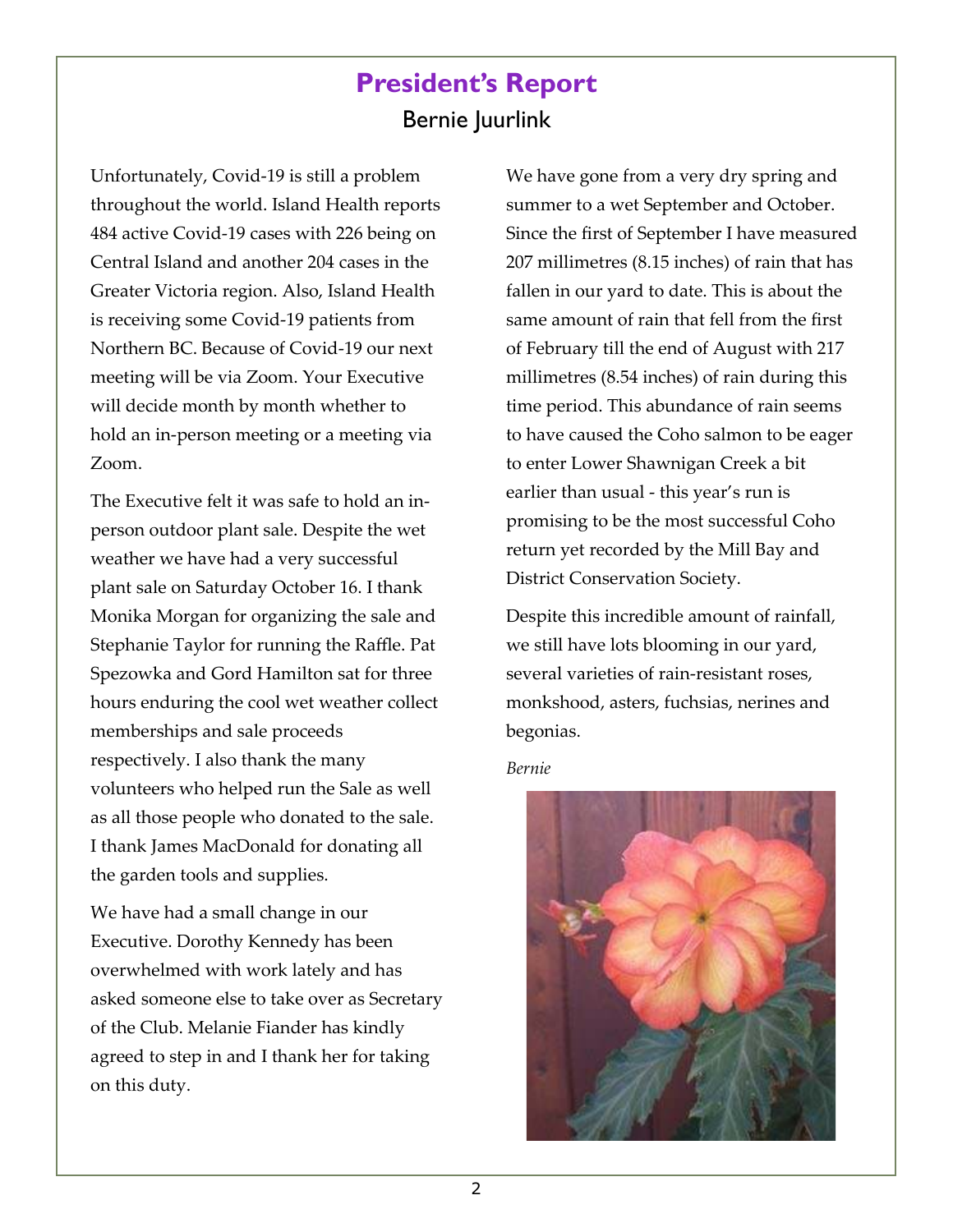# President's Report

Bernie Juurlink

Unfortunately, Covid-19 is still a problem throughout the world. Island Health reports 484 active Covid-19 cases with 226 being on Central Island and another 204 cases in the Greater Victoria region. Also, Island Health is receiving some Covid-19 patients from Northern BC. Because of Covid-19 our next meeting will be via Zoom. Your Executive will decide month by month whether to hold an in-person meeting or a meeting via Zoom.

The Executive felt it was safe to hold an in-person outdoor plant sale. Despite the wet weather we have had a very successful plant sale on Saturday October 16. I thank Monika Morgan for organizing the sale and Stephanie Taylor for running the Raffle. Pat Spezowka and Gord Hamilton sat for three hours enduring the cool wet weather collect memberships and sale proceeds respectively. I also thank the many volunteers who helped run the Sale as well as all those people who donated to the sale. I thank James MacDonald for donating all the garden tools and supplies.

We have had a small change in our Executive. Dorothy Kennedy has been overwhelmed with work lately and has asked someone else to take over as Secretary of the Club. Melanie Fiander has kindly agreed to step in and I thank her for taking on this duty.

We have gone from a very dry spring and summer to a wet September and October. Since the first of September I have measured 207 millimetres (8.15 inches) of rain that has fallen in our yard to date. This is about the same amount of rain that fell from the first of February till the end of August with 217 millimetres (8.54 inches) of rain during this time period. This abundance of rain seems to have caused the Coho salmon to be eager to enter Lower Shawnigan Creek a bit earlier than usual - this year's run is promising to be the most successful Coho return yet recorded by the Mill Bay and District Conservation Society.

Despite this incredible amount of rainfall, we still have lots blooming in our yard, several varieties of rain-resistant roses, monkshood, asters, fuchsias, nerines and begonias.

*Bernie*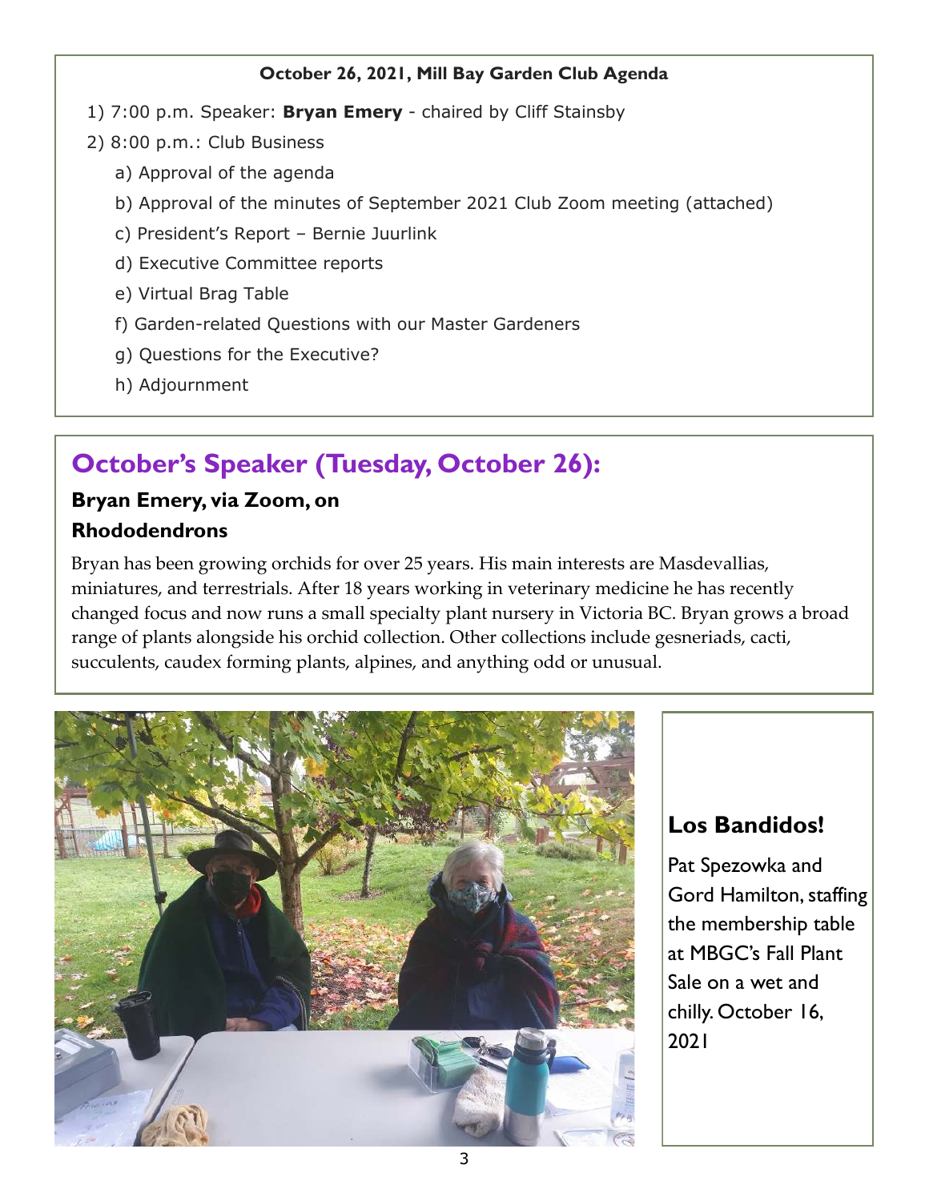**October 26, 2021, Mill Bay Garden Club Agenda**

1) 7:00 p.m. Speaker: **Bryan Emery** - chaired by Cliff Stainsby

2) 8:00 p.m.: Club Business

   a) Approval of the agenda

   b) Approval of the minutes of September 2021 Club Zoom meeting (attached)

   c) President's Report – Bernie Juurlink

   d) Executive Committee reports

   e) Virtual Brag Table

   f) Garden-related Questions with our Master Gardeners

   g) Questions for the Executive?

   h) Adjournment

## October's Speaker (Tuesday, October 26):

### Bryan Emery, via Zoom, on Rhododendrons

Bryan has been growing orchids for over 25 years. His main interests are Masdevallias, miniatures, and terrestrials. After 18 years working in veterinary medicine he has recently changed focus and now runs a small specialty plant nursery in Victoria BC. Bryan grows a broad range of plants alongside his orchid collection. Other collections include gesneriads, cacti, succulents, caudex forming plants, alpines, and anything odd or unusual.

## Los Bandidos!

Pat Spezowka and Gord Hamilton, staffing the membership table at MBGC's Fall Plant Sale on a wet and chilly. October 16, 2021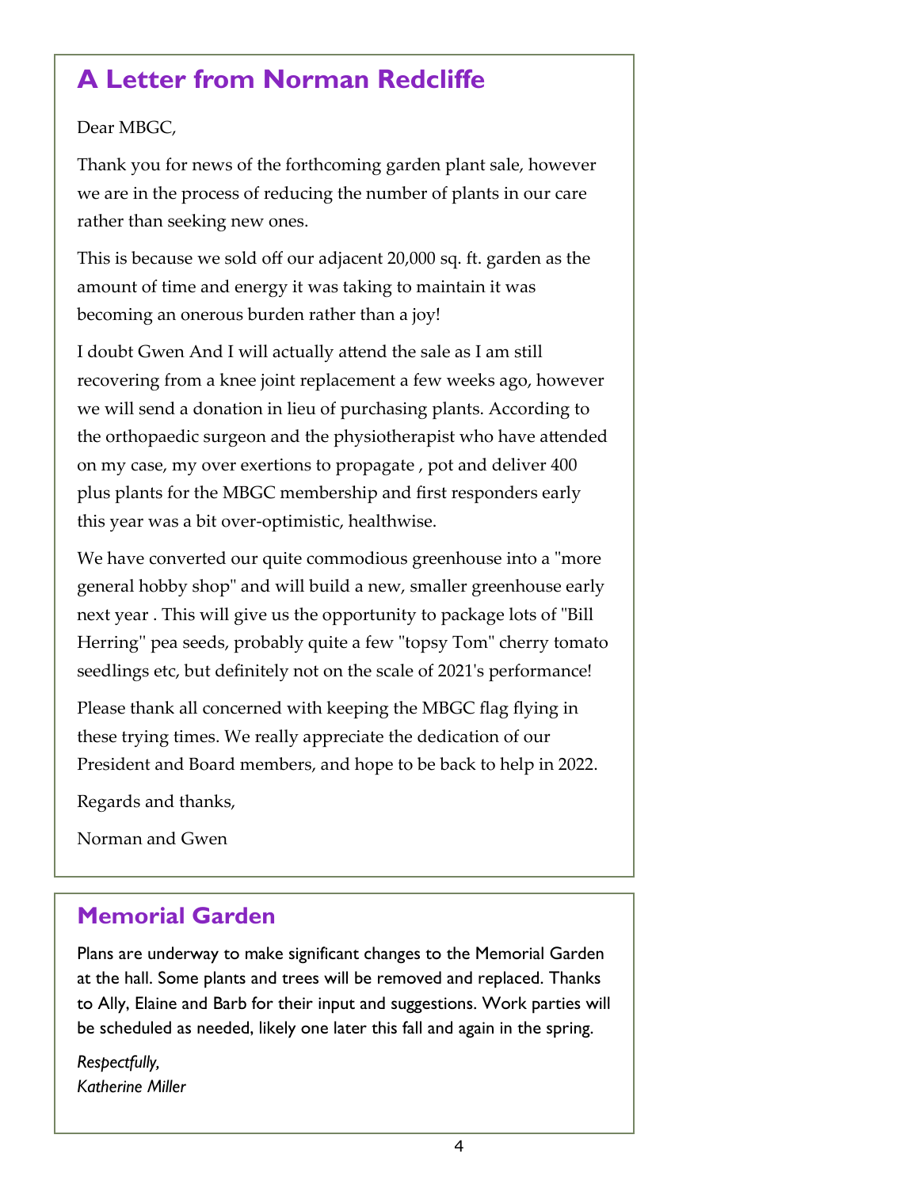## A Letter from Norman Redcliffe

Dear MBGC,

Thank you for news of the forthcoming garden plant sale, however we are in the process of reducing the number of plants in our care rather than seeking new ones.

This is because we sold off our adjacent 20,000 sq. ft. garden as the amount of time and energy it was taking to maintain it was becoming an onerous burden rather than a joy!

I doubt Gwen And I will actually attend the sale as I am still recovering from a knee joint replacement a few weeks ago, however we will send a donation in lieu of purchasing plants. According to the orthopaedic surgeon and the physiotherapist who have attended on my case, my over exertions to propagate , pot and deliver 400 plus plants for the MBGC membership and first responders early this year was a bit over-optimistic, healthwise.

We have converted our quite commodious greenhouse into a "more general hobby shop" and will build a new, smaller greenhouse early next year . This will give us the opportunity to package lots of "Bill Herring" pea seeds, probably quite a few "topsy Tom" cherry tomato seedlings etc, but definitely not on the scale of 2021's performance!

Please thank all concerned with keeping the MBGC flag flying in these trying times. We really appreciate the dedication of our President and Board members, and hope to be back to help in 2022.

Regards and thanks,

Norman and Gwen

## Memorial Garden

Plans are underway to make significant changes to the Memorial Garden at the hall. Some plants and trees will be removed and replaced. Thanks to Ally, Elaine and Barb for their input and suggestions. Work parties will be scheduled as needed, likely one later this fall and again in the spring.

*Respectfully,*
*Katherine Miller*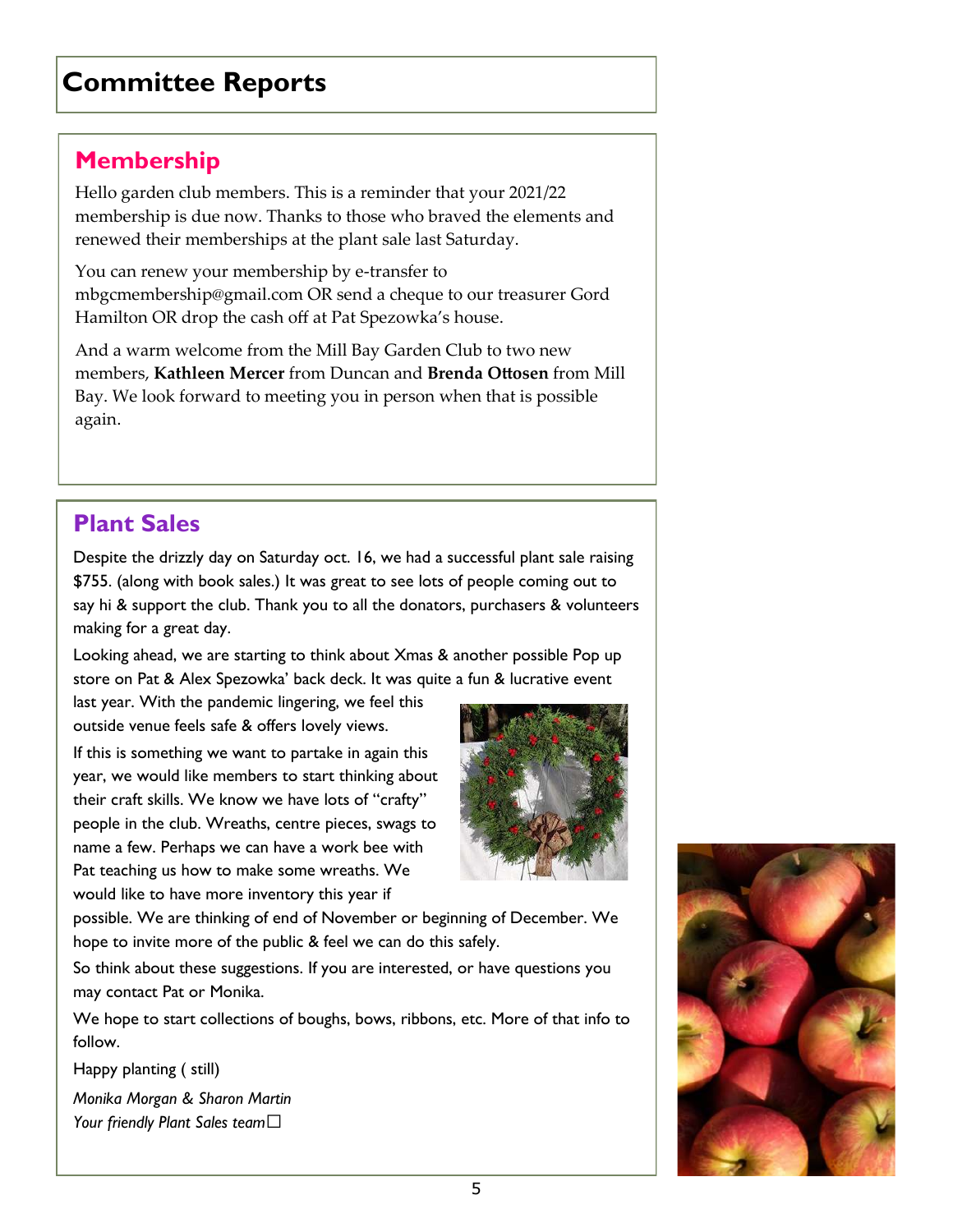# Committee Reports

## Membership

Hello garden club members. This is a reminder that your 2021/22 membership is due now. Thanks to those who braved the elements and renewed their memberships at the plant sale last Saturday.

You can renew your membership by e-transfer to mbgcmembership@gmail.com OR send a cheque to our treasurer Gord Hamilton OR drop the cash off at Pat Spezowka's house.

And a warm welcome from the Mill Bay Garden Club to two new members, **Kathleen Mercer** from Duncan and **Brenda Ottosen** from Mill Bay. We look forward to meeting you in person when that is possible again.

## Plant Sales

Despite the drizzly day on Saturday oct. 16, we had a successful plant sale raising $755. (along with book sales.) It was great to see lots of people coming out to say hi & support the club. Thank you to all the donators, purchasers & volunteers making for a great day.

Looking ahead, we are starting to think about Xmas & another possible Pop up store on Pat & Alex Spezowka' back deck. It was quite a fun & lucrative event last year. With the pandemic lingering, we feel this outside venue feels safe & offers lovely views.

If this is something we want to partake in again this year, we would like members to start thinking about their craft skills. We know we have lots of "crafty" people in the club. Wreaths, centre pieces, swags to name a few. Perhaps we can have a work bee with Pat teaching us how to make some wreaths. We would like to have more inventory this year if possible. We are thinking of end of November or beginning of December. We hope to invite more of the public & feel we can do this safely.

So think about these suggestions. If you are interested, or have questions you may contact Pat or Monika.

We hope to start collections of boughs, bows, ribbons, etc. More of that info to follow.

Happy planting ( still)

*Monika Morgan & Sharon Martin*
*Your friendly Plant Sales team*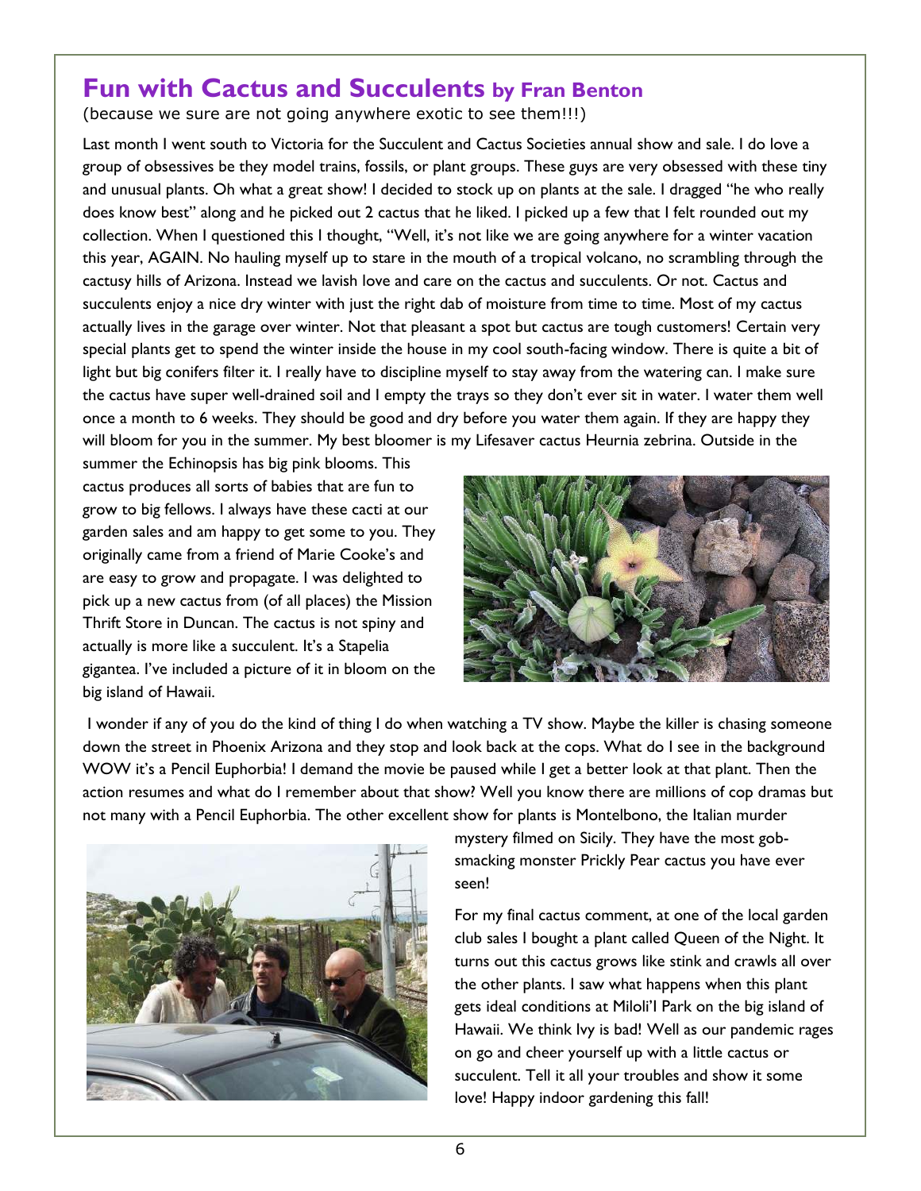# Fun with Cactus and Succulents by Fran Benton

(because we sure are not going anywhere exotic to see them!!!)

Last month I went south to Victoria for the Succulent and Cactus Societies annual show and sale. I do love a group of obsessives be they model trains, fossils, or plant groups. These guys are very obsessed with these tiny and unusual plants. Oh what a great show! I decided to stock up on plants at the sale. I dragged "he who really does know best" along and he picked out 2 cactus that he liked. I picked up a few that I felt rounded out my collection. When I questioned this I thought, "Well, it's not like we are going anywhere for a winter vacation this year, AGAIN. No hauling myself up to stare in the mouth of a tropical volcano, no scrambling through the cactusy hills of Arizona. Instead we lavish love and care on the cactus and succulents. Or not. Cactus and succulents enjoy a nice dry winter with just the right dab of moisture from time to time. Most of my cactus actually lives in the garage over winter. Not that pleasant a spot but cactus are tough customers! Certain very special plants get to spend the winter inside the house in my cool south-facing window. There is quite a bit of light but big conifers filter it. I really have to discipline myself to stay away from the watering can. I make sure the cactus have super well-drained soil and I empty the trays so they don't ever sit in water. I water them well once a month to 6 weeks. They should be good and dry before you water them again. If they are happy they will bloom for you in the summer. My best bloomer is my Lifesaver cactus Heurnia zebrina. Outside in the summer the Echinopsis has big pink blooms. This cactus produces all sorts of babies that are fun to grow to big fellows. I always have these cacti at our garden sales and am happy to get some to you. They originally came from a friend of Marie Cooke's and are easy to grow and propagate. I was delighted to pick up a new cactus from (of all places) the Mission Thrift Store in Duncan. The cactus is not spiny and actually is more like a succulent. It's a Stapelia gigantea. I've included a picture of it in bloom on the big island of Hawaii.

I wonder if any of you do the kind of thing I do when watching a TV show. Maybe the killer is chasing someone down the street in Phoenix Arizona and they stop and look back at the cops. What do I see in the background WOW it's a Pencil Euphorbia! I demand the movie be paused while I get a better look at that plant. Then the action resumes and what do I remember about that show? Well you know there are millions of cop dramas but not many with a Pencil Euphorbia. The other excellent show for plants is Montelbono, the Italian murder mystery filmed on Sicily. They have the most gob-smacking monster Prickly Pear cactus you have ever seen!

For my final cactus comment, at one of the local garden club sales I bought a plant called Queen of the Night. It turns out this cactus grows like stink and crawls all over the other plants. I saw what happens when this plant gets ideal conditions at Miloli'I Park on the big island of Hawaii. We think Ivy is bad! Well as our pandemic rages on go and cheer yourself up with a little cactus or succulent. Tell it all your troubles and show it some love! Happy indoor gardening this fall!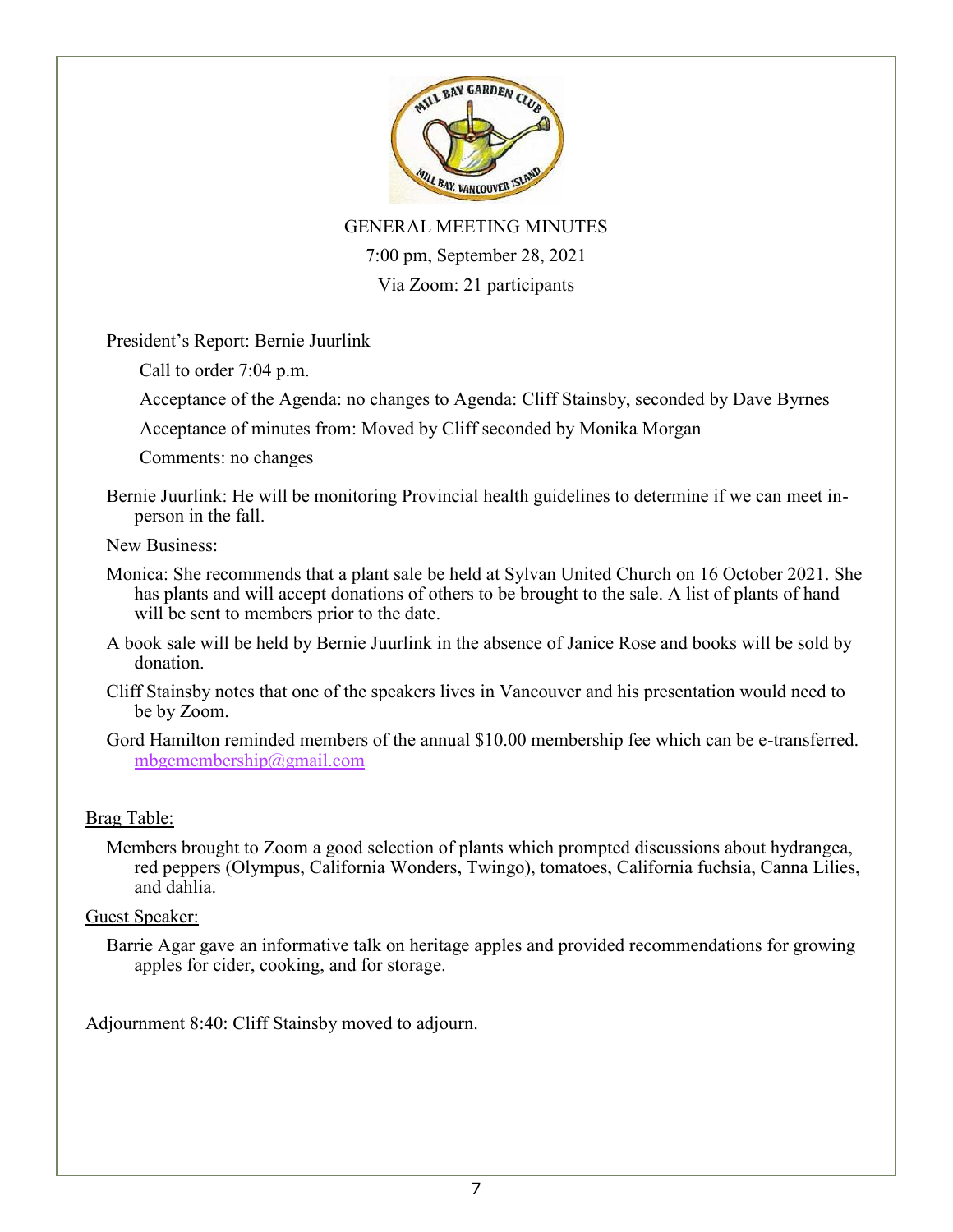GENERAL MEETING MINUTES

7:00 pm, September 28, 2021

Via Zoom: 21 participants

President's Report: Bernie Juurlink

Call to order 7:04 p.m.

Acceptance of the Agenda: no changes to Agenda: Cliff Stainsby, seconded by Dave Byrnes

Acceptance of minutes from: Moved by Cliff seconded by Monika Morgan

Comments: no changes

Bernie Juurlink: He will be monitoring Provincial health guidelines to determine if we can meet in-person in the fall.

New Business:

Monica: She recommends that a plant sale be held at Sylvan United Church on 16 October 2021. She has plants and will accept donations of others to be brought to the sale. A list of plants of hand will be sent to members prior to the date.

A book sale will be held by Bernie Juurlink in the absence of Janice Rose and books will be sold by donation.

Cliff Stainsby notes that one of the speakers lives in Vancouver and his presentation would need to be by Zoom.

Gord Hamilton reminded members of the annual $10.00 membership fee which can be e-transferred. mbgcmembership@gmail.com

Brag Table:

Members brought to Zoom a good selection of plants which prompted discussions about hydrangea, red peppers (Olympus, California Wonders, Twingo), tomatoes, California fuchsia, Canna Lilies, and dahlia.

Guest Speaker:

Barrie Agar gave an informative talk on heritage apples and provided recommendations for growing apples for cider, cooking, and for storage.

Adjournment 8:40: Cliff Stainsby moved to adjourn.